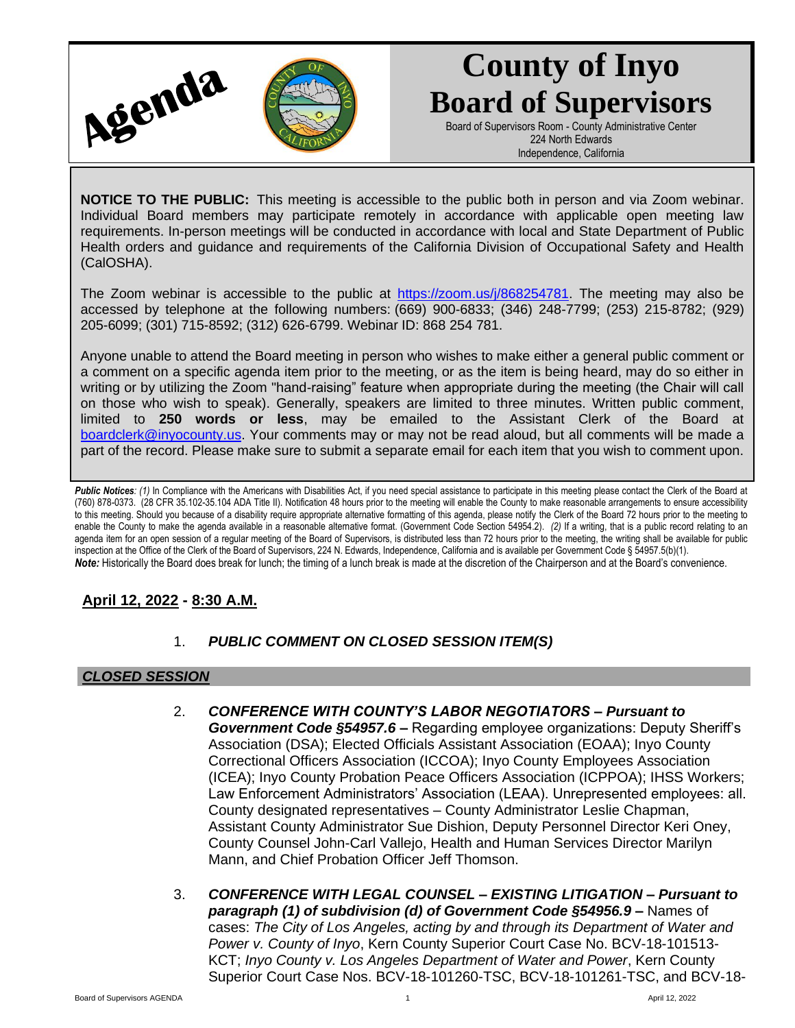Agenda

# County of Inyo Board of Supervisors

Board of Supervisors Room - County Administrative Center
224 North Edwards
Independence, California

**NOTICE TO THE PUBLIC:** This meeting is accessible to the public both in person and via Zoom webinar. Individual Board members may participate remotely in accordance with applicable open meeting law requirements. In-person meetings will be conducted in accordance with local and State Department of Public Health orders and guidance and requirements of the California Division of Occupational Safety and Health (CalOSHA).

The Zoom webinar is accessible to the public at https://zoom.us/j/868254781. The meeting may also be accessed by telephone at the following numbers: (669) 900-6833; (346) 248-7799; (253) 215-8782; (929) 205-6099; (301) 715-8592; (312) 626-6799. Webinar ID: 868 254 781.

Anyone unable to attend the Board meeting in person who wishes to make either a general public comment or a comment on a specific agenda item prior to the meeting, or as the item is being heard, may do so either in writing or by utilizing the Zoom "hand-raising" feature when appropriate during the meeting (the Chair will call on those who wish to speak). Generally, speakers are limited to three minutes. Written public comment, limited to **250 words or less**, may be emailed to the Assistant Clerk of the Board at boardclerk@inyocounty.us. Your comments may or may not be read aloud, but all comments will be made a part of the record. Please make sure to submit a separate email for each item that you wish to comment upon.

***Public Notices**: (1)* In Compliance with the Americans with Disabilities Act, if you need special assistance to participate in this meeting please contact the Clerk of the Board at (760) 878-0373. (28 CFR 35.102-35.104 ADA Title II). Notification 48 hours prior to the meeting will enable the County to make reasonable arrangements to ensure accessibility to this meeting. Should you because of a disability require appropriate alternative formatting of this agenda, please notify the Clerk of the Board 72 hours prior to the meeting to enable the County to make the agenda available in a reasonable alternative format. (Government Code Section 54954.2). *(2)* If a writing, that is a public record relating to an agenda item for an open session of a regular meeting of the Board of Supervisors, is distributed less than 72 hours prior to the meeting, the writing shall be available for public inspection at the Office of the Clerk of the Board of Supervisors, 224 N. Edwards, Independence, California and is available per Government Code § 54957.5(b)(1).
***Note:*** Historically the Board does break for lunch; the timing of a lunch break is made at the discretion of the Chairperson and at the Board's convenience.

## April 12, 2022 - 8:30 A.M.

1. ***PUBLIC COMMENT ON CLOSED SESSION ITEM(S)***

### *CLOSED SESSION*

2. ***CONFERENCE WITH COUNTY'S LABOR NEGOTIATORS – Pursuant to Government Code §54957.6 –*** Regarding employee organizations: Deputy Sheriff's Association (DSA); Elected Officials Assistant Association (EOAA); Inyo County Correctional Officers Association (ICCOA); Inyo County Employees Association (ICEA); Inyo County Probation Peace Officers Association (ICPPOA); IHSS Workers; Law Enforcement Administrators' Association (LEAA). Unrepresented employees: all. County designated representatives – County Administrator Leslie Chapman, Assistant County Administrator Sue Dishion, Deputy Personnel Director Keri Oney, County Counsel John-Carl Vallejo, Health and Human Services Director Marilyn Mann, and Chief Probation Officer Jeff Thomson.

3. ***CONFERENCE WITH LEGAL COUNSEL – EXISTING LITIGATION – Pursuant to paragraph (1) of subdivision (d) of Government Code §54956.9 –*** Names of cases: *The City of Los Angeles, acting by and through its Department of Water and Power v. County of Inyo*, Kern County Superior Court Case No. BCV-18-101513-KCT; *Inyo County v. Los Angeles Department of Water and Power*, Kern County Superior Court Case Nos. BCV-18-101260-TSC, BCV-18-101261-TSC, and BCV-18-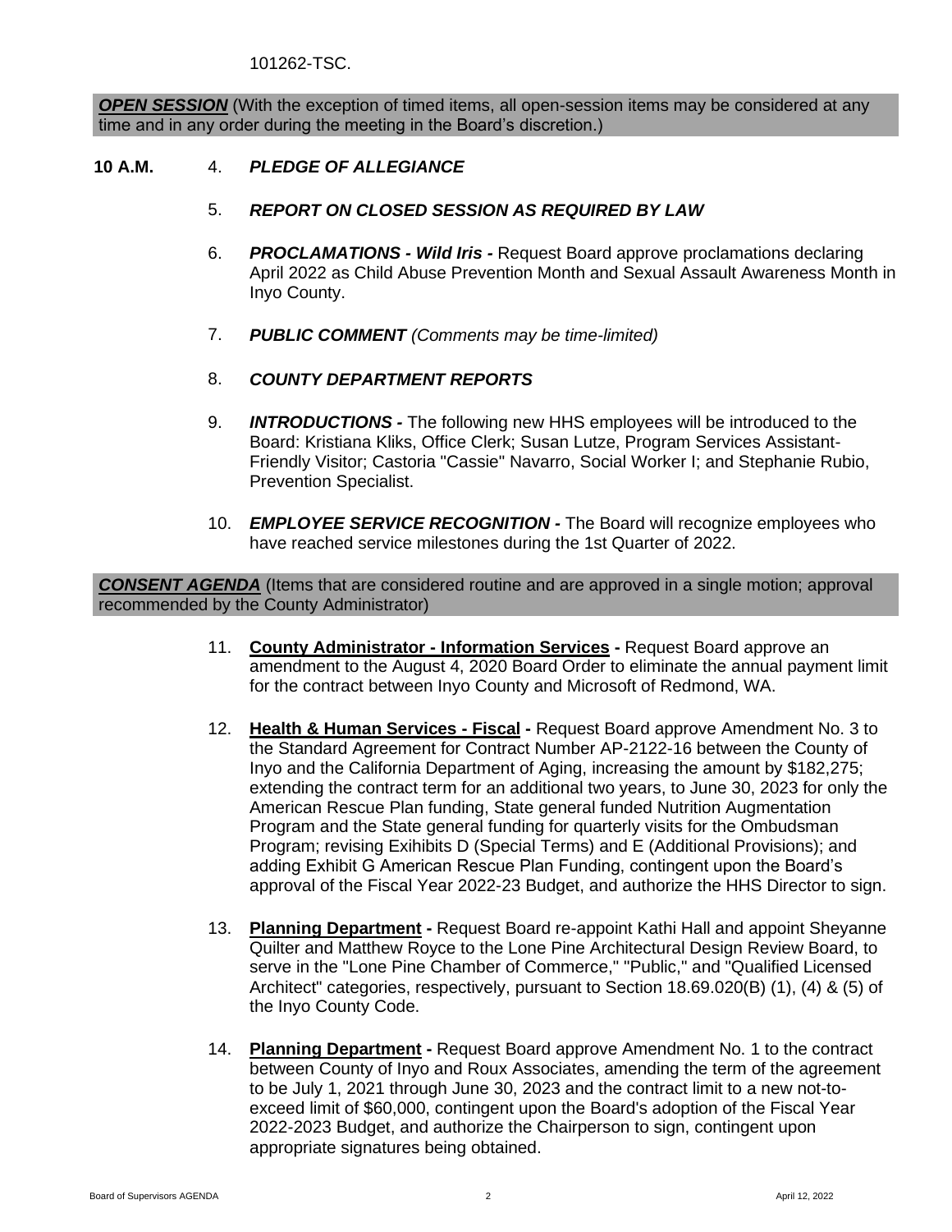101262-TSC.

***OPEN SESSION*** (With the exception of timed items, all open-session items may be considered at any time and in any order during the meeting in the Board's discretion.)

**10 A.M.** 4. ***PLEDGE OF ALLEGIANCE***

5. ***REPORT ON CLOSED SESSION AS REQUIRED BY LAW***

6. ***PROCLAMATIONS - Wild Iris -*** Request Board approve proclamations declaring April 2022 as Child Abuse Prevention Month and Sexual Assault Awareness Month in Inyo County.

7. ***PUBLIC COMMENT*** *(Comments may be time-limited)*

8. ***COUNTY DEPARTMENT REPORTS***

9. ***INTRODUCTIONS -*** The following new HHS employees will be introduced to the Board: Kristiana Kliks, Office Clerk; Susan Lutze, Program Services Assistant-Friendly Visitor; Castoria "Cassie" Navarro, Social Worker I; and Stephanie Rubio, Prevention Specialist.

10. ***EMPLOYEE SERVICE RECOGNITION -*** The Board will recognize employees who have reached service milestones during the 1st Quarter of 2022.

***CONSENT AGENDA*** (Items that are considered routine and are approved in a single motion; approval recommended by the County Administrator)

11. **County Administrator - Information Services -** Request Board approve an amendment to the August 4, 2020 Board Order to eliminate the annual payment limit for the contract between Inyo County and Microsoft of Redmond, WA.

12. **Health & Human Services - Fiscal -** Request Board approve Amendment No. 3 to the Standard Agreement for Contract Number AP-2122-16 between the County of Inyo and the California Department of Aging, increasing the amount by $182,275; extending the contract term for an additional two years, to June 30, 2023 for only the American Rescue Plan funding, State general funded Nutrition Augmentation Program and the State general funding for quarterly visits for the Ombudsman Program; revising Exihibits D (Special Terms) and E (Additional Provisions); and adding Exhibit G American Rescue Plan Funding, contingent upon the Board's approval of the Fiscal Year 2022-23 Budget, and authorize the HHS Director to sign.

13. **Planning Department -** Request Board re-appoint Kathi Hall and appoint Sheyanne Quilter and Matthew Royce to the Lone Pine Architectural Design Review Board, to serve in the "Lone Pine Chamber of Commerce," "Public," and "Qualified Licensed Architect" categories, respectively, pursuant to Section 18.69.020(B) (1), (4) & (5) of the Inyo County Code.

14. **Planning Department -** Request Board approve Amendment No. 1 to the contract between County of Inyo and Roux Associates, amending the term of the agreement to be July 1, 2021 through June 30, 2023 and the contract limit to a new not-to-exceed limit of $60,000, contingent upon the Board's adoption of the Fiscal Year 2022-2023 Budget, and authorize the Chairperson to sign, contingent upon appropriate signatures being obtained.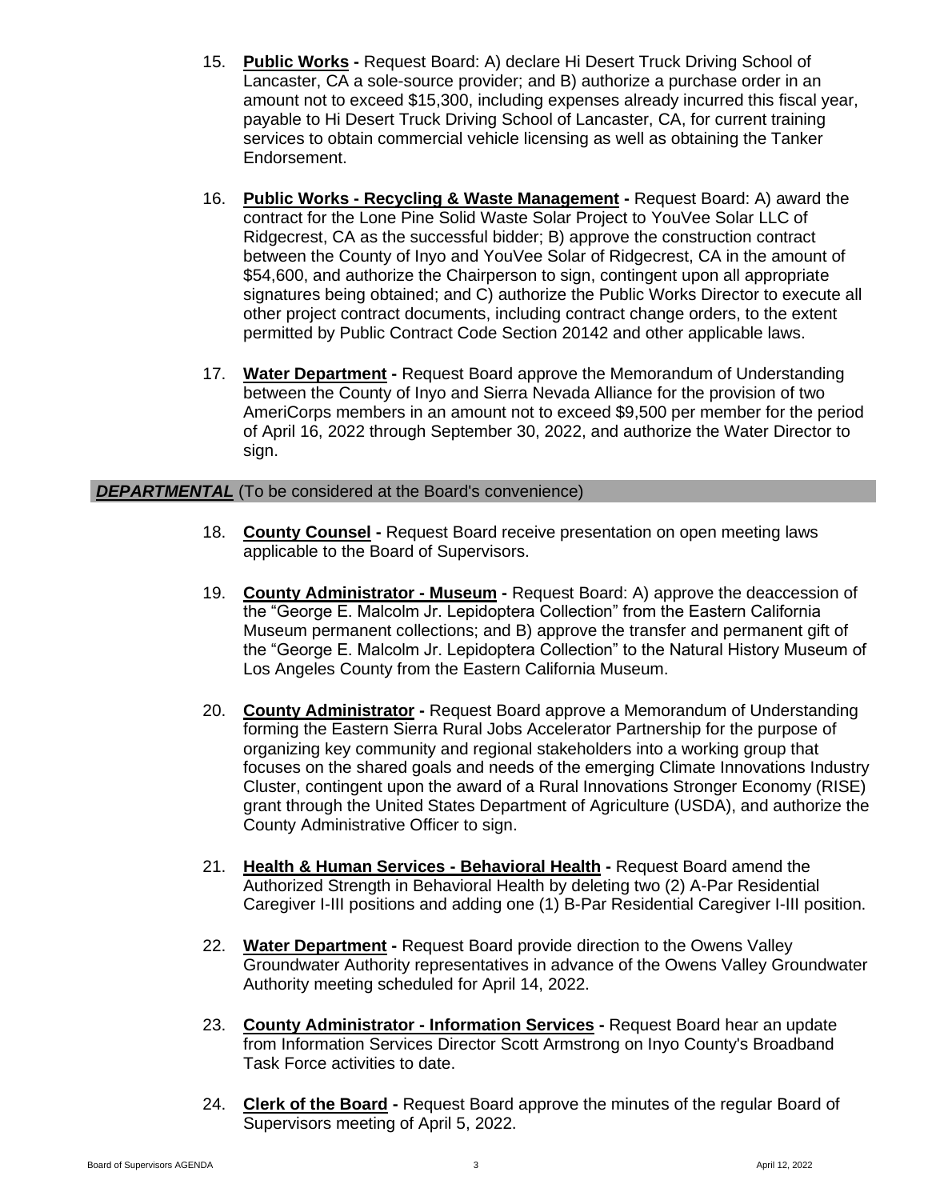15. **Public Works -** Request Board: A) declare Hi Desert Truck Driving School of Lancaster, CA a sole-source provider; and B) authorize a purchase order in an amount not to exceed $15,300, including expenses already incurred this fiscal year, payable to Hi Desert Truck Driving School of Lancaster, CA, for current training services to obtain commercial vehicle licensing as well as obtaining the Tanker Endorsement.

16. **Public Works - Recycling & Waste Management -** Request Board: A) award the contract for the Lone Pine Solid Waste Solar Project to YouVee Solar LLC of Ridgecrest, CA as the successful bidder; B) approve the construction contract between the County of Inyo and YouVee Solar of Ridgecrest, CA in the amount of $54,600, and authorize the Chairperson to sign, contingent upon all appropriate signatures being obtained; and C) authorize the Public Works Director to execute all other project contract documents, including contract change orders, to the extent permitted by Public Contract Code Section 20142 and other applicable laws.

17. **Water Department -** Request Board approve the Memorandum of Understanding between the County of Inyo and Sierra Nevada Alliance for the provision of two AmeriCorps members in an amount not to exceed $9,500 per member for the period of April 16, 2022 through September 30, 2022, and authorize the Water Director to sign.

## ***DEPARTMENTAL*** (To be considered at the Board's convenience)

18. **County Counsel -** Request Board receive presentation on open meeting laws applicable to the Board of Supervisors.

19. **County Administrator - Museum -** Request Board: A) approve the deaccession of the "George E. Malcolm Jr. Lepidoptera Collection" from the Eastern California Museum permanent collections; and B) approve the transfer and permanent gift of the "George E. Malcolm Jr. Lepidoptera Collection" to the Natural History Museum of Los Angeles County from the Eastern California Museum.

20. **County Administrator -** Request Board approve a Memorandum of Understanding forming the Eastern Sierra Rural Jobs Accelerator Partnership for the purpose of organizing key community and regional stakeholders into a working group that focuses on the shared goals and needs of the emerging Climate Innovations Industry Cluster, contingent upon the award of a Rural Innovations Stronger Economy (RISE) grant through the United States Department of Agriculture (USDA), and authorize the County Administrative Officer to sign.

21. **Health & Human Services - Behavioral Health -** Request Board amend the Authorized Strength in Behavioral Health by deleting two (2) A-Par Residential Caregiver I-III positions and adding one (1) B-Par Residential Caregiver I-III position.

22. **Water Department -** Request Board provide direction to the Owens Valley Groundwater Authority representatives in advance of the Owens Valley Groundwater Authority meeting scheduled for April 14, 2022.

23. **County Administrator - Information Services -** Request Board hear an update from Information Services Director Scott Armstrong on Inyo County's Broadband Task Force activities to date.

24. **Clerk of the Board -** Request Board approve the minutes of the regular Board of Supervisors meeting of April 5, 2022.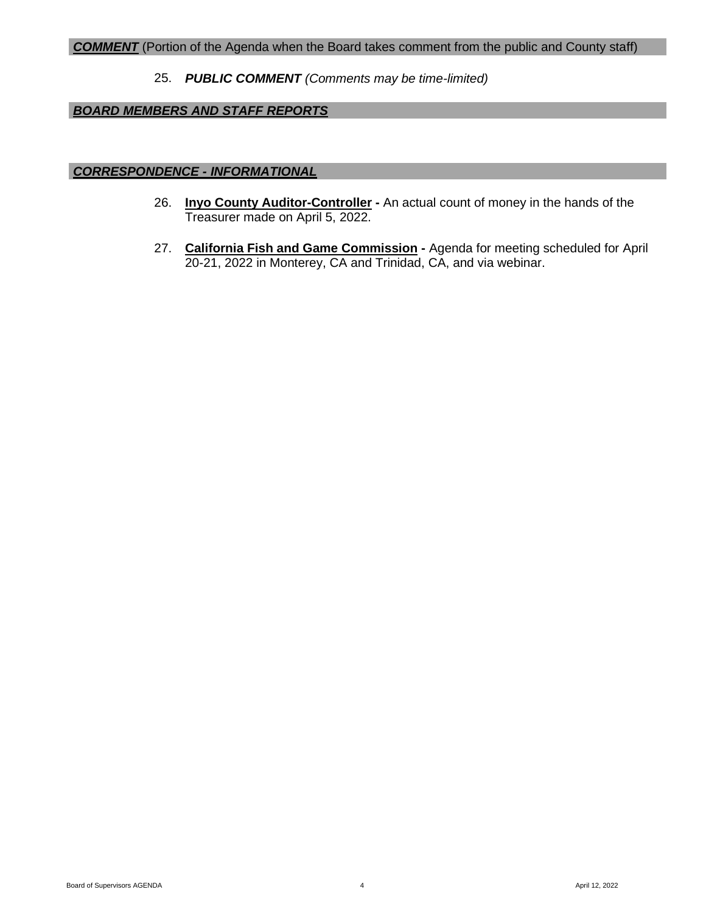***COMMENT*** (Portion of the Agenda when the Board takes comment from the public and County staff)

25. ***PUBLIC COMMENT*** *(Comments may be time-limited)*

***BOARD MEMBERS AND STAFF REPORTS***

***CORRESPONDENCE - INFORMATIONAL***

26. **Inyo County Auditor-Controller -** An actual count of money in the hands of the Treasurer made on April 5, 2022.

27. **California Fish and Game Commission -** Agenda for meeting scheduled for April 20-21, 2022 in Monterey, CA and Trinidad, CA, and via webinar.